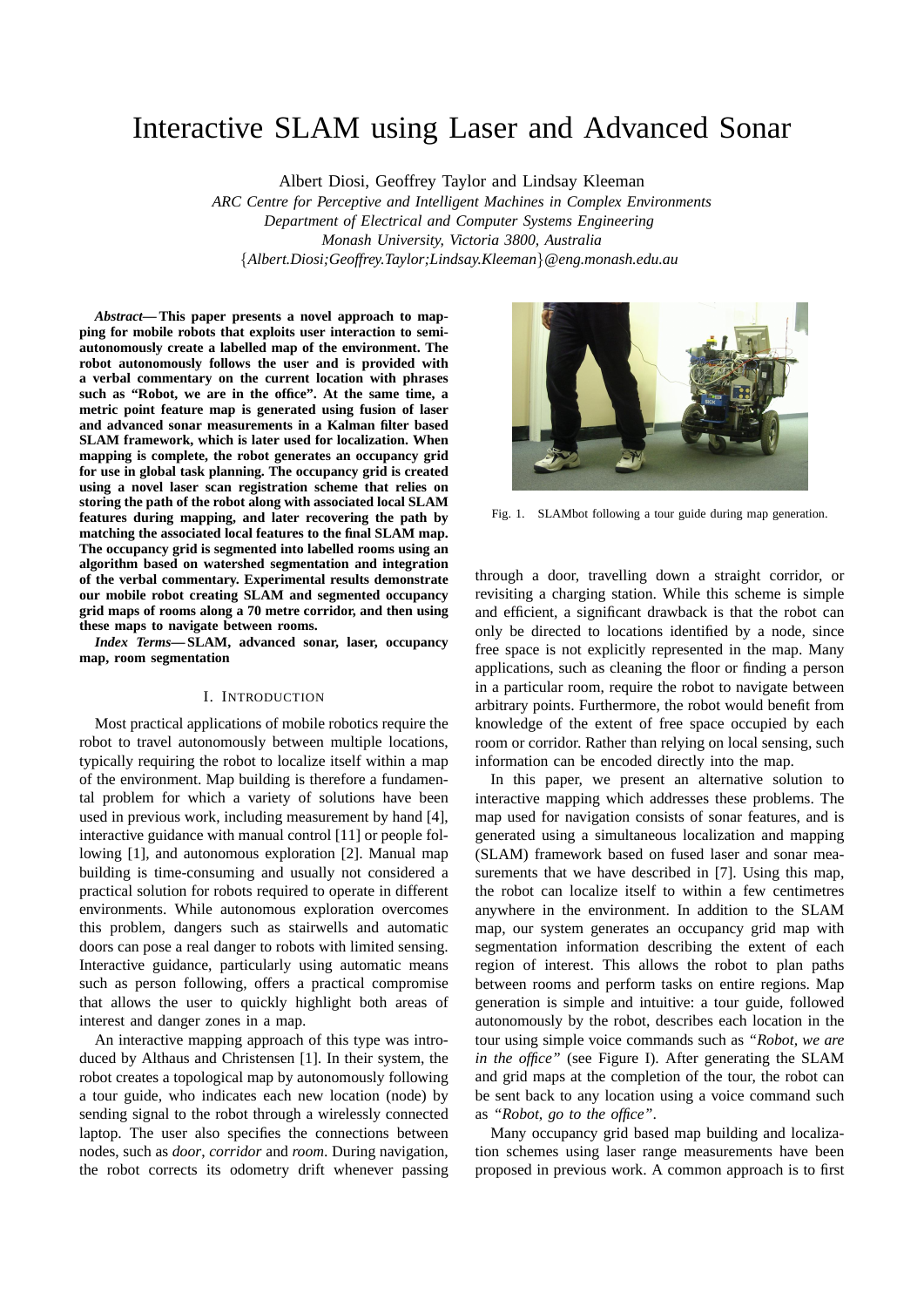# Interactive SLAM using Laser and Advanced Sonar

Albert Diosi, Geoffrey Taylor and Lindsay Kleeman

*ARC Centre for Perceptive and Intelligent Machines in Complex Environments*
*Department of Electrical and Computer Systems Engineering*
*Monash University, Victoria 3800, Australia*
{*Albert.Diosi;Geoffrey.Taylor;Lindsay.Kleeman*}*@eng.monash.edu.au*

***Abstract*— This paper presents a novel approach to mapping for mobile robots that exploits user interaction to semi-autonomously create a labelled map of the environment. The robot autonomously follows the user and is provided with a verbal commentary on the current location with phrases such as "Robot, we are in the office". At the same time, a metric point feature map is generated using fusion of laser and advanced sonar measurements in a Kalman filter based SLAM framework, which is later used for localization. When mapping is complete, the robot generates an occupancy grid for use in global task planning. The occupancy grid is created using a novel laser scan registration scheme that relies on storing the path of the robot along with associated local SLAM features during mapping, and later recovering the path by matching the associated local features to the final SLAM map. The occupancy grid is segmented into labelled rooms using an algorithm based on watershed segmentation and integration of the verbal commentary. Experimental results demonstrate our mobile robot creating SLAM and segmented occupancy grid maps of rooms along a 70 metre corridor, and then using these maps to navigate between rooms.**

***Index Terms*— SLAM, advanced sonar, laser, occupancy map, room segmentation**

## I. Introduction

Most practical applications of mobile robotics require the robot to travel autonomously between multiple locations, typically requiring the robot to localize itself within a map of the environment. Map building is therefore a fundamental problem for which a variety of solutions have been used in previous work, including measurement by hand [4], interactive guidance with manual control [11] or people following [1], and autonomous exploration [2]. Manual map building is time-consuming and usually not considered a practical solution for robots required to operate in different environments. While autonomous exploration overcomes this problem, dangers such as stairwells and automatic doors can pose a real danger to robots with limited sensing. Interactive guidance, particularly using automatic means such as person following, offers a practical compromise that allows the user to quickly highlight both areas of interest and danger zones in a map.

An interactive mapping approach of this type was introduced by Althaus and Christensen [1]. In their system, the robot creates a topological map by autonomously following a tour guide, who indicates each new location (node) by sending signal to the robot through a wirelessly connected laptop. The user also specifies the connections between nodes, such as *door*, *corridor* and *room*. During navigation, the robot corrects its odometry drift whenever passing through a door, travelling down a straight corridor, or revisiting a charging station. While this scheme is simple and efficient, a significant drawback is that the robot can only be directed to locations identified by a node, since free space is not explicitly represented in the map. Many applications, such as cleaning the floor or finding a person in a particular room, require the robot to navigate between arbitrary points. Furthermore, the robot would benefit from knowledge of the extent of free space occupied by each room or corridor. Rather than relying on local sensing, such information can be encoded directly into the map.

Fig. 1. SLAMbot following a tour guide during map generation.

In this paper, we present an alternative solution to interactive mapping which addresses these problems. The map used for navigation consists of sonar features, and is generated using a simultaneous localization and mapping (SLAM) framework based on fused laser and sonar measurements that we have described in [7]. Using this map, the robot can localize itself to within a few centimetres anywhere in the environment. In addition to the SLAM map, our system generates an occupancy grid map with segmentation information describing the extent of each region of interest. This allows the robot to plan paths between rooms and perform tasks on entire regions. Map generation is simple and intuitive: a tour guide, followed autonomously by the robot, describes each location in the tour using simple voice commands such as *"Robot, we are in the office"* (see Figure I). After generating the SLAM and grid maps at the completion of the tour, the robot can be sent back to any location using a voice command such as *"Robot, go to the office"*.

Many occupancy grid based map building and localization schemes using laser range measurements have been proposed in previous work. A common approach is to first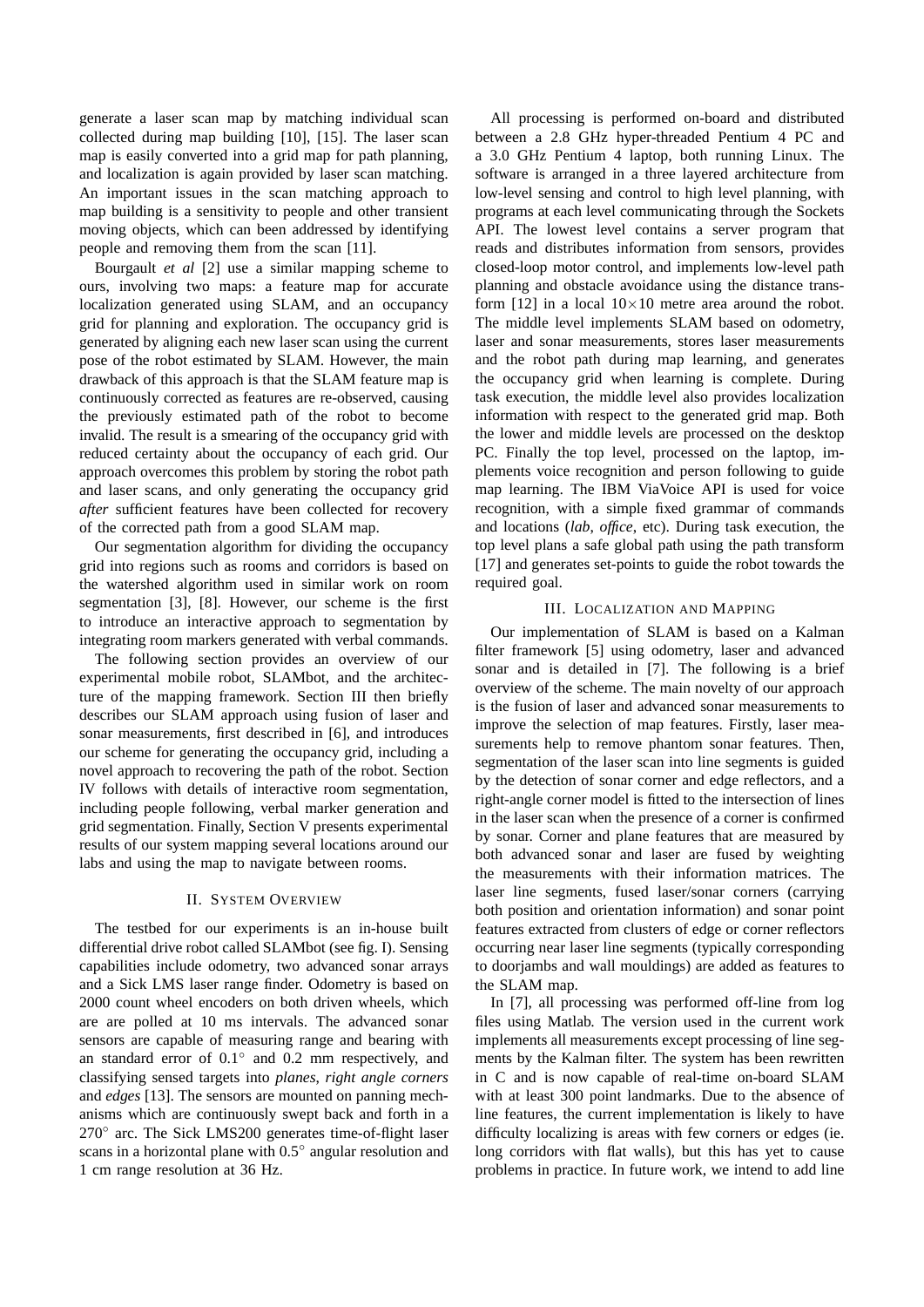generate a laser scan map by matching individual scan collected during map building [10], [15]. The laser scan map is easily converted into a grid map for path planning, and localization is again provided by laser scan matching. An important issues in the scan matching approach to map building is a sensitivity to people and other transient moving objects, which can been addressed by identifying people and removing them from the scan [11].

Bourgault *et al* [2] use a similar mapping scheme to ours, involving two maps: a feature map for accurate localization generated using SLAM, and an occupancy grid for planning and exploration. The occupancy grid is generated by aligning each new laser scan using the current pose of the robot estimated by SLAM. However, the main drawback of this approach is that the SLAM feature map is continuously corrected as features are re-observed, causing the previously estimated path of the robot to become invalid. The result is a smearing of the occupancy grid with reduced certainty about the occupancy of each grid. Our approach overcomes this problem by storing the robot path and laser scans, and only generating the occupancy grid *after* sufficient features have been collected for recovery of the corrected path from a good SLAM map.

Our segmentation algorithm for dividing the occupancy grid into regions such as rooms and corridors is based on the watershed algorithm used in similar work on room segmentation [3], [8]. However, our scheme is the first to introduce an interactive approach to segmentation by integrating room markers generated with verbal commands.

The following section provides an overview of our experimental mobile robot, SLAMbot, and the architecture of the mapping framework. Section III then briefly describes our SLAM approach using fusion of laser and sonar measurements, first described in [6], and introduces our scheme for generating the occupancy grid, including a novel approach to recovering the path of the robot. Section IV follows with details of interactive room segmentation, including people following, verbal marker generation and grid segmentation. Finally, Section V presents experimental results of our system mapping several locations around our labs and using the map to navigate between rooms.

## II. System Overview

The testbed for our experiments is an in-house built differential drive robot called SLAMbot (see fig. I). Sensing capabilities include odometry, two advanced sonar arrays and a Sick LMS laser range finder. Odometry is based on 2000 count wheel encoders on both driven wheels, which are are polled at 10 ms intervals. The advanced sonar sensors are capable of measuring range and bearing with an standard error of $0.1^\circ$ and 0.2 mm respectively, and classifying sensed targets into *planes*, *right angle corners* and *edges* [13]. The sensors are mounted on panning mechanisms which are continuously swept back and forth in a $270^\circ$ arc. The Sick LMS200 generates time-of-flight laser scans in a horizontal plane with $0.5^\circ$ angular resolution and 1 cm range resolution at 36 Hz.

All processing is performed on-board and distributed between a 2.8 GHz hyper-threaded Pentium 4 PC and a 3.0 GHz Pentium 4 laptop, both running Linux. The software is arranged in a three layered architecture from low-level sensing and control to high level planning, with programs at each level communicating through the Sockets API. The lowest level contains a server program that reads and distributes information from sensors, provides closed-loop motor control, and implements low-level path planning and obstacle avoidance using the distance transform [12] in a local $10\times10$ metre area around the robot. The middle level implements SLAM based on odometry, laser and sonar measurements, stores laser measurements and the robot path during map learning, and generates the occupancy grid when learning is complete. During task execution, the middle level also provides localization information with respect to the generated grid map. Both the lower and middle levels are processed on the desktop PC. Finally the top level, processed on the laptop, implements voice recognition and person following to guide map learning. The IBM ViaVoice API is used for voice recognition, with a simple fixed grammar of commands and locations (*lab*, *office*, etc). During task execution, the top level plans a safe global path using the path transform [17] and generates set-points to guide the robot towards the required goal.

## III. Localization and Mapping

Our implementation of SLAM is based on a Kalman filter framework [5] using odometry, laser and advanced sonar and is detailed in [7]. The following is a brief overview of the scheme. The main novelty of our approach is the fusion of laser and advanced sonar measurements to improve the selection of map features. Firstly, laser measurements help to remove phantom sonar features. Then, segmentation of the laser scan into line segments is guided by the detection of sonar corner and edge reflectors, and a right-angle corner model is fitted to the intersection of lines in the laser scan when the presence of a corner is confirmed by sonar. Corner and plane features that are measured by both advanced sonar and laser are fused by weighting the measurements with their information matrices. The laser line segments, fused laser/sonar corners (carrying both position and orientation information) and sonar point features extracted from clusters of edge or corner reflectors occurring near laser line segments (typically corresponding to doorjambs and wall mouldings) are added as features to the SLAM map.

In [7], all processing was performed off-line from log files using Matlab. The version used in the current work implements all measurements except processing of line segments by the Kalman filter. The system has been rewritten in C and is now capable of real-time on-board SLAM with at least 300 point landmarks. Due to the absence of line features, the current implementation is likely to have difficulty localizing is areas with few corners or edges (ie. long corridors with flat walls), but this has yet to cause problems in practice. In future work, we intend to add line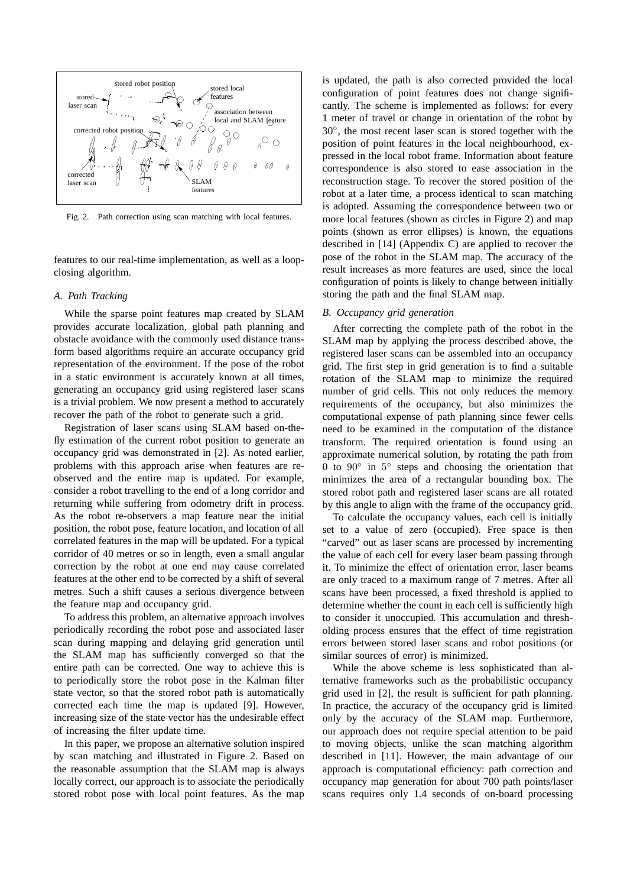Fig. 2. Path correction using scan matching with local features.

features to our real-time implementation, as well as a loop-closing algorithm.

### A. Path Tracking

While the sparse point features map created by SLAM provides accurate localization, global path planning and obstacle avoidance with the commonly used distance transform based algorithms require an accurate occupancy grid representation of the environment. If the pose of the robot in a static environment is accurately known at all times, generating an occupancy grid using registered laser scans is a trivial problem. We now present a method to accurately recover the path of the robot to generate such a grid.

Registration of laser scans using SLAM based on-the-fly estimation of the current robot position to generate an occupancy grid was demonstrated in [2]. As noted earlier, problems with this approach arise when features are re-observed and the entire map is updated. For example, consider a robot travelling to the end of a long corridor and returning while suffering from odometry drift in process. As the robot re-observers a map feature near the initial position, the robot pose, feature location, and location of all correlated features in the map will be updated. For a typical corridor of 40 metres or so in length, even a small angular correction by the robot at one end may cause correlated features at the other end to be corrected by a shift of several metres. Such a shift causes a serious divergence between the feature map and occupancy grid.

To address this problem, an alternative approach involves periodically recording the robot pose and associated laser scan during mapping and delaying grid generation until the SLAM map has sufficiently converged so that the entire path can be corrected. One way to achieve this is to periodically store the robot pose in the Kalman filter state vector, so that the stored robot path is automatically corrected each time the map is updated [9]. However, increasing size of the state vector has the undesirable effect of increasing the filter update time.

In this paper, we propose an alternative solution inspired by scan matching and illustrated in Figure 2. Based on the reasonable assumption that the SLAM map is always locally correct, our approach is to associate the periodically stored robot pose with local point features. As the map is updated, the path is also corrected provided the local configuration of point features does not change significantly. The scheme is implemented as follows: for every 1 meter of travel or change in orientation of the robot by $30^{\circ}$, the most recent laser scan is stored together with the position of point features in the local neighbourhood, expressed in the local robot frame. Information about feature correspondence is also stored to ease association in the reconstruction stage. To recover the stored position of the robot at a later time, a process identical to scan matching is adopted. Assuming the correspondence between two or more local features (shown as circles in Figure 2) and map points (shown as error ellipses) is known, the equations described in [14] (Appendix C) are applied to recover the pose of the robot in the SLAM map. The accuracy of the result increases as more features are used, since the local configuration of points is likely to change between initially storing the path and the final SLAM map.

### B. Occupancy grid generation

After correcting the complete path of the robot in the SLAM map by applying the process described above, the registered laser scans can be assembled into an occupancy grid. The first step in grid generation is to find a suitable rotation of the SLAM map to minimize the required number of grid cells. This not only reduces the memory requirements of the occupancy, but also minimizes the computational expense of path planning since fewer cells need to be examined in the computation of the distance transform. The required orientation is found using an approximate numerical solution, by rotating the path from 0 to $90^{\circ}$ in $5^{\circ}$ steps and choosing the orientation that minimizes the area of a rectangular bounding box. The stored robot path and registered laser scans are all rotated by this angle to align with the frame of the occupancy grid.

To calculate the occupancy values, each cell is initially set to a value of zero (occupied). Free space is then "carved" out as laser scans are processed by incrementing the value of each cell for every laser beam passing through it. To minimize the effect of orientation error, laser beams are only traced to a maximum range of 7 metres. After all scans have been processed, a fixed threshold is applied to determine whether the count in each cell is sufficiently high to consider it unoccupied. This accumulation and thresholding process ensures that the effect of time registration errors between stored laser scans and robot positions (or similar sources of error) is minimized.

While the above scheme is less sophisticated than alternative frameworks such as the probabilistic occupancy grid used in [2], the result is sufficient for path planning. In practice, the accuracy of the occupancy grid is limited only by the accuracy of the SLAM map. Furthermore, our approach does not require special attention to be paid to moving objects, unlike the scan matching algorithm described in [11]. However, the main advantage of our approach is computational efficiency: path correction and occupancy map generation for about 700 path points/laser scans requires only 1.4 seconds of on-board processing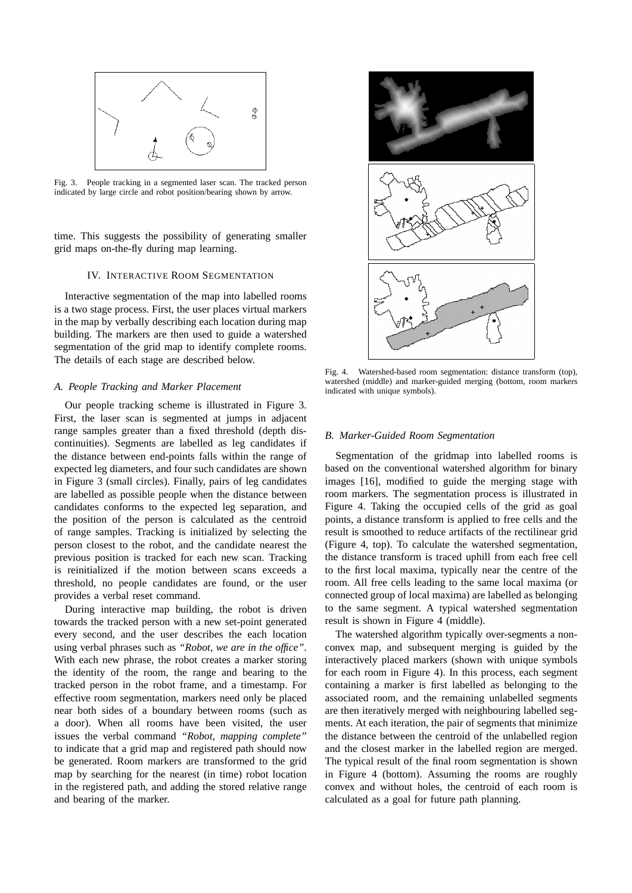Fig. 3. People tracking in a segmented laser scan. The tracked person indicated by large circle and robot position/bearing shown by arrow.

time. This suggests the possibility of generating smaller grid maps on-the-fly during map learning.

## IV. Interactive Room Segmentation

Interactive segmentation of the map into labelled rooms is a two stage process. First, the user places virtual markers in the map by verbally describing each location during map building. The markers are then used to guide a watershed segmentation of the grid map to identify complete rooms. The details of each stage are described below.

### *A. People Tracking and Marker Placement*

Our people tracking scheme is illustrated in Figure 3. First, the laser scan is segmented at jumps in adjacent range samples greater than a fixed threshold (depth discontinuities). Segments are labelled as leg candidates if the distance between end-points falls within the range of expected leg diameters, and four such candidates are shown in Figure 3 (small circles). Finally, pairs of leg candidates are labelled as possible people when the distance between candidates conforms to the expected leg separation, and the position of the person is calculated as the centroid of range samples. Tracking is initialized by selecting the person closest to the robot, and the candidate nearest the previous position is tracked for each new scan. Tracking is reinitialized if the motion between scans exceeds a threshold, no people candidates are found, or the user provides a verbal reset command.

During interactive map building, the robot is driven towards the tracked person with a new set-point generated every second, and the user describes the each location using verbal phrases such as *"Robot, we are in the office"*. With each new phrase, the robot creates a marker storing the identity of the room, the range and bearing to the tracked person in the robot frame, and a timestamp. For effective room segmentation, markers need only be placed near both sides of a boundary between rooms (such as a door). When all rooms have been visited, the user issues the verbal command *"Robot, mapping complete"* to indicate that a grid map and registered path should now be generated. Room markers are transformed to the grid map by searching for the nearest (in time) robot location in the registered path, and adding the stored relative range and bearing of the marker.

Fig. 4. Watershed-based room segmentation: distance transform (top), watershed (middle) and marker-guided merging (bottom, room markers indicated with unique symbols).

### *B. Marker-Guided Room Segmentation*

Segmentation of the gridmap into labelled rooms is based on the conventional watershed algorithm for binary images [16], modified to guide the merging stage with room markers. The segmentation process is illustrated in Figure 4. Taking the occupied cells of the grid as goal points, a distance transform is applied to free cells and the result is smoothed to reduce artifacts of the rectilinear grid (Figure 4, top). To calculate the watershed segmentation, the distance transform is traced uphill from each free cell to the first local maxima, typically near the centre of the room. All free cells leading to the same local maxima (or connected group of local maxima) are labelled as belonging to the same segment. A typical watershed segmentation result is shown in Figure 4 (middle).

The watershed algorithm typically over-segments a non-convex map, and subsequent merging is guided by the interactively placed markers (shown with unique symbols for each room in Figure 4). In this process, each segment containing a marker is first labelled as belonging to the associated room, and the remaining unlabelled segments are then iteratively merged with neighbouring labelled segments. At each iteration, the pair of segments that minimize the distance between the centroid of the unlabelled region and the closest marker in the labelled region are merged. The typical result of the final room segmentation is shown in Figure 4 (bottom). Assuming the rooms are roughly convex and without holes, the centroid of each room is calculated as a goal for future path planning.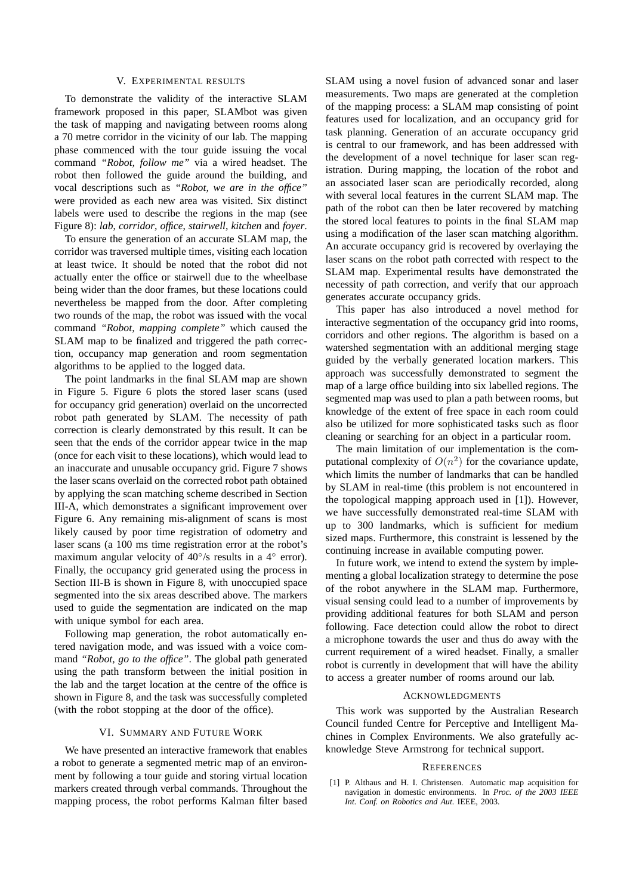## V. EXPERIMENTAL RESULTS

To demonstrate the validity of the interactive SLAM framework proposed in this paper, SLAMbot was given the task of mapping and navigating between rooms along a 70 metre corridor in the vicinity of our lab. The mapping phase commenced with the tour guide issuing the vocal command *"Robot, follow me"* via a wired headset. The robot then followed the guide around the building, and vocal descriptions such as *"Robot, we are in the office"* were provided as each new area was visited. Six distinct labels were used to describe the regions in the map (see Figure 8): *lab*, *corridor*, *office*, *stairwell*, *kitchen* and *foyer*.

To ensure the generation of an accurate SLAM map, the corridor was traversed multiple times, visiting each location at least twice. It should be noted that the robot did not actually enter the office or stairwell due to the wheelbase being wider than the door frames, but these locations could nevertheless be mapped from the door. After completing two rounds of the map, the robot was issued with the vocal command *"Robot, mapping complete"* which caused the SLAM map to be finalized and triggered the path correction, occupancy map generation and room segmentation algorithms to be applied to the logged data.

The point landmarks in the final SLAM map are shown in Figure 5. Figure 6 plots the stored laser scans (used for occupancy grid generation) overlaid on the uncorrected robot path generated by SLAM. The necessity of path correction is clearly demonstrated by this result. It can be seen that the ends of the corridor appear twice in the map (once for each visit to these locations), which would lead to an inaccurate and unusable occupancy grid. Figure 7 shows the laser scans overlaid on the corrected robot path obtained by applying the scan matching scheme described in Section III-A, which demonstrates a significant improvement over Figure 6. Any remaining mis-alignment of scans is most likely caused by poor time registration of odometry and laser scans (a 100 ms time registration error at the robot's maximum angular velocity of $40^\circ$/s results in a $4^\circ$ error). Finally, the occupancy grid generated using the process in Section III-B is shown in Figure 8, with unoccupied space segmented into the six areas described above. The markers used to guide the segmentation are indicated on the map with unique symbol for each area.

Following map generation, the robot automatically entered navigation mode, and was issued with a voice command *"Robot, go to the office"*. The global path generated using the path transform between the initial position in the lab and the target location at the centre of the office is shown in Figure 8, and the task was successfully completed (with the robot stopping at the door of the office).

## VI. SUMMARY AND FUTURE WORK

We have presented an interactive framework that enables a robot to generate a segmented metric map of an environment by following a tour guide and storing virtual location markers created through verbal commands. Throughout the mapping process, the robot performs Kalman filter based SLAM using a novel fusion of advanced sonar and laser measurements. Two maps are generated at the completion of the mapping process: a SLAM map consisting of point features used for localization, and an occupancy grid for task planning. Generation of an accurate occupancy grid is central to our framework, and has been addressed with the development of a novel technique for laser scan registration. During mapping, the location of the robot and an associated laser scan are periodically recorded, along with several local features in the current SLAM map. The path of the robot can then be later recovered by matching the stored local features to points in the final SLAM map using a modification of the laser scan matching algorithm. An accurate occupancy grid is recovered by overlaying the laser scans on the robot path corrected with respect to the SLAM map. Experimental results have demonstrated the necessity of path correction, and verify that our approach generates accurate occupancy grids.

This paper has also introduced a novel method for interactive segmentation of the occupancy grid into rooms, corridors and other regions. The algorithm is based on a watershed segmentation with an additional merging stage guided by the verbally generated location markers. This approach was successfully demonstrated to segment the map of a large office building into six labelled regions. The segmented map was used to plan a path between rooms, but knowledge of the extent of free space in each room could also be utilized for more sophisticated tasks such as floor cleaning or searching for an object in a particular room.

The main limitation of our implementation is the computational complexity of $O(n^2)$ for the covariance update, which limits the number of landmarks that can be handled by SLAM in real-time (this problem is not encountered in the topological mapping approach used in [1]). However, we have successfully demonstrated real-time SLAM with up to 300 landmarks, which is sufficient for medium sized maps. Furthermore, this constraint is lessened by the continuing increase in available computing power.

In future work, we intend to extend the system by implementing a global localization strategy to determine the pose of the robot anywhere in the SLAM map. Furthermore, visual sensing could lead to a number of improvements by providing additional features for both SLAM and person following. Face detection could allow the robot to direct a microphone towards the user and thus do away with the current requirement of a wired headset. Finally, a smaller robot is currently in development that will have the ability to access a greater number of rooms around our lab.

## ACKNOWLEDGMENTS

This work was supported by the Australian Research Council funded Centre for Perceptive and Intelligent Machines in Complex Environments. We also gratefully acknowledge Steve Armstrong for technical support.

## REFERENCES

[1] P. Althaus and H. I. Christensen. Automatic map acquisition for navigation in domestic environments. In *Proc. of the 2003 IEEE Int. Conf. on Robotics and Aut.* IEEE, 2003.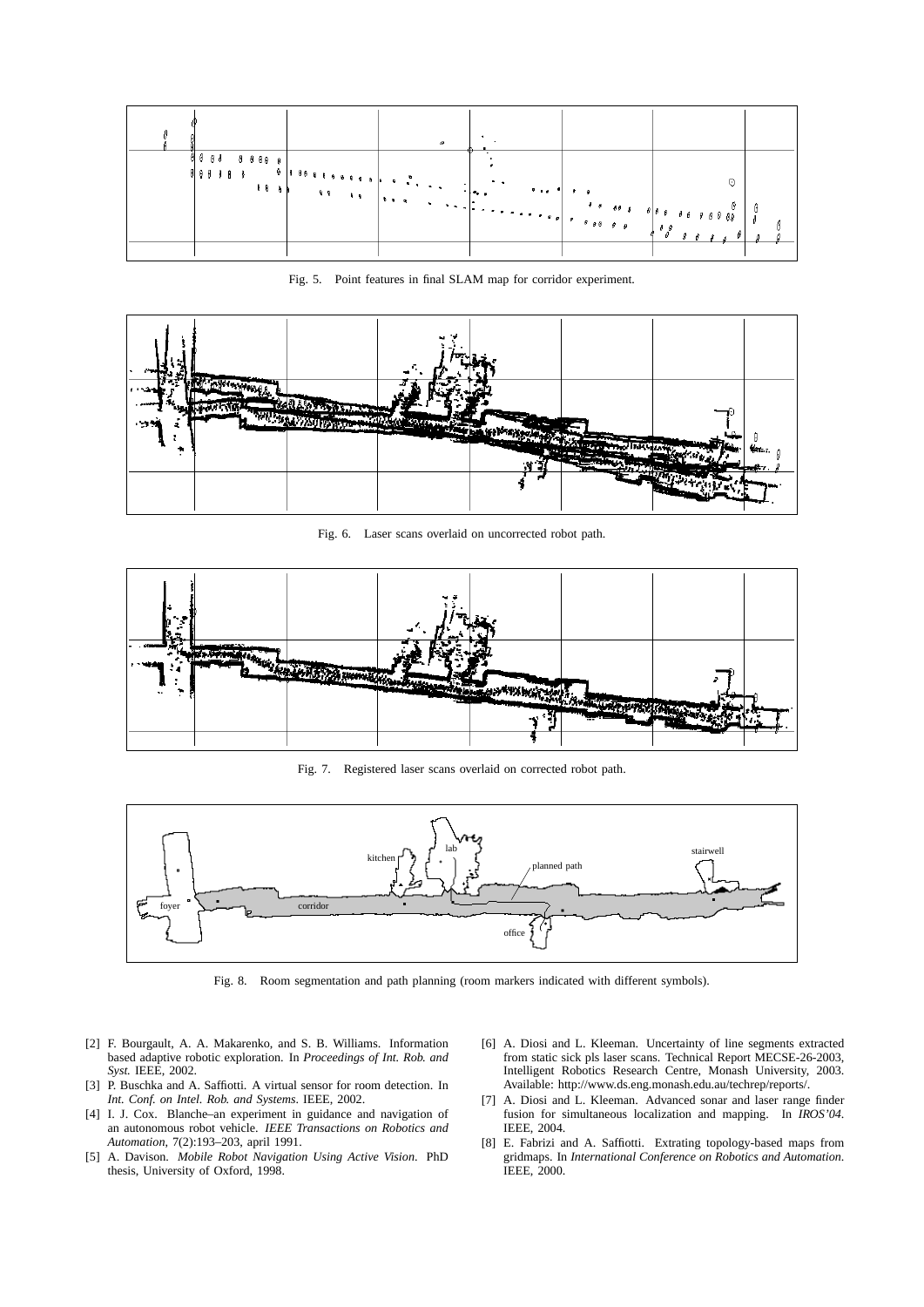Fig. 5. Point features in final SLAM map for corridor experiment.

Fig. 6. Laser scans overlaid on uncorrected robot path.

Fig. 7. Registered laser scans overlaid on corrected robot path.

Fig. 8. Room segmentation and path planning (room markers indicated with different symbols).

[2] F. Bourgault, A. A. Makarenko, and S. B. Williams. Information based adaptive robotic exploration. In *Proceedings of Int. Rob. and Syst.* IEEE, 2002.

[3] P. Buschka and A. Saffiotti. A virtual sensor for room detection. In *Int. Conf. on Intel. Rob. and Systems*. IEEE, 2002.

[4] I. J. Cox. Blanche–an experiment in guidance and navigation of an autonomous robot vehicle. *IEEE Transactions on Robotics and Automation*, 7(2):193–203, april 1991.

[5] A. Davison. *Mobile Robot Navigation Using Active Vision*. PhD thesis, University of Oxford, 1998.

[6] A. Diosi and L. Kleeman. Uncertainty of line segments extracted from static sick pls laser scans. Technical Report MECSE-26-2003, Intelligent Robotics Research Centre, Monash University, 2003. Available: http://www.ds.eng.monash.edu.au/techrep/reports/.

[7] A. Diosi and L. Kleeman. Advanced sonar and laser range finder fusion for simultaneous localization and mapping. In *IROS'04*. IEEE, 2004.

[8] E. Fabrizi and A. Saffiotti. Extrating topology-based maps from gridmaps. In *International Conference on Robotics and Automation*. IEEE, 2000.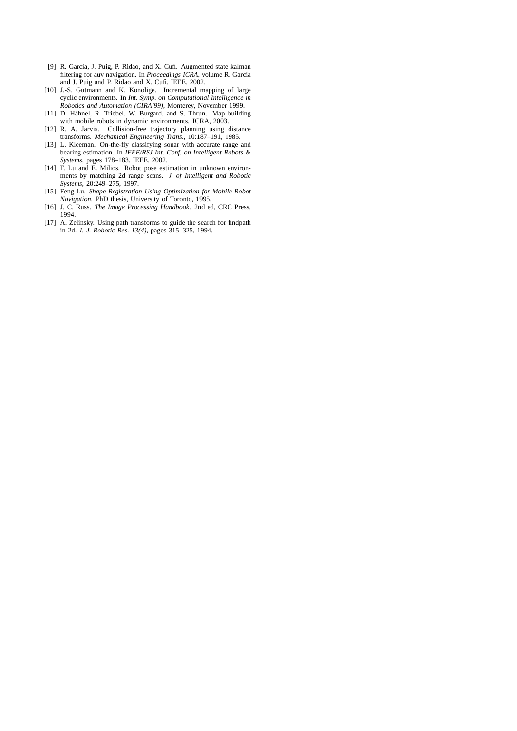[9] R. Garcia, J. Puig, P. Ridao, and X. Cufi. Augmented state kalman filtering for auv navigation. In *Proceedings ICRA*, volume R. Garcia and J. Puig and P. Ridao and X. Cufi. IEEE, 2002.

[10] J.-S. Gutmann and K. Konolige. Incremental mapping of large cyclic environments. In *Int. Symp. on Computational Intelligence in Robotics and Automation (CIRA'99)*, Monterey, November 1999.

[11] D. Hähnel, R. Triebel, W. Burgard, and S. Thrun. Map building with mobile robots in dynamic environments. ICRA, 2003.

[12] R. A. Jarvis. Collision-free trajectory planning using distance transforms. *Mechanical Engineering Trans.*, 10:187–191, 1985.

[13] L. Kleeman. On-the-fly classifying sonar with accurate range and bearing estimation. In *IEEE/RSJ Int. Conf. on Intelligent Robots & Systems*, pages 178–183. IEEE, 2002.

[14] F. Lu and E. Milios. Robot pose estimation in unknown environments by matching 2d range scans. *J. of Intelligent and Robotic Systems*, 20:249–275, 1997.

[15] Feng Lu. *Shape Registration Using Optimization for Mobile Robot Navigation.* PhD thesis, University of Toronto, 1995.

[16] J. C. Russ. *The Image Processing Handbook*. 2nd ed, CRC Press, 1994.

[17] A. Zelinsky. Using path transforms to guide the search for findpath in 2d. *I. J. Robotic Res. 13(4)*, pages 315–325, 1994.